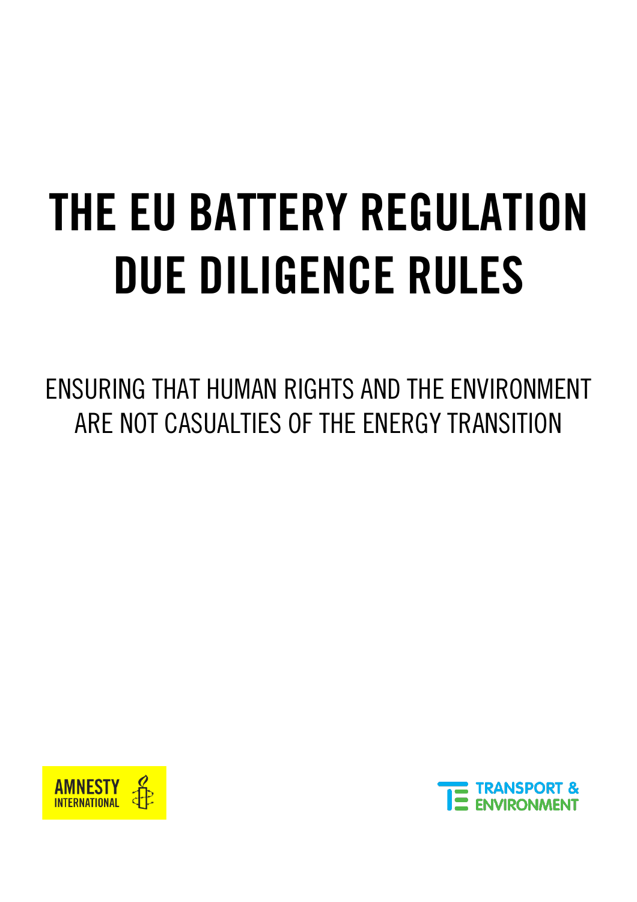# THE EU BATTERY REGULATION DUE DILIGENCE RULES

ENSURING THAT HUMAN RIGHTS AND THE ENVIRONMENT ARE NOT CASUALTIES OF THE ENERGY TRANSITION

AMNESTY INTERNATIONAL

TRANSPORT & ENVIRONMENT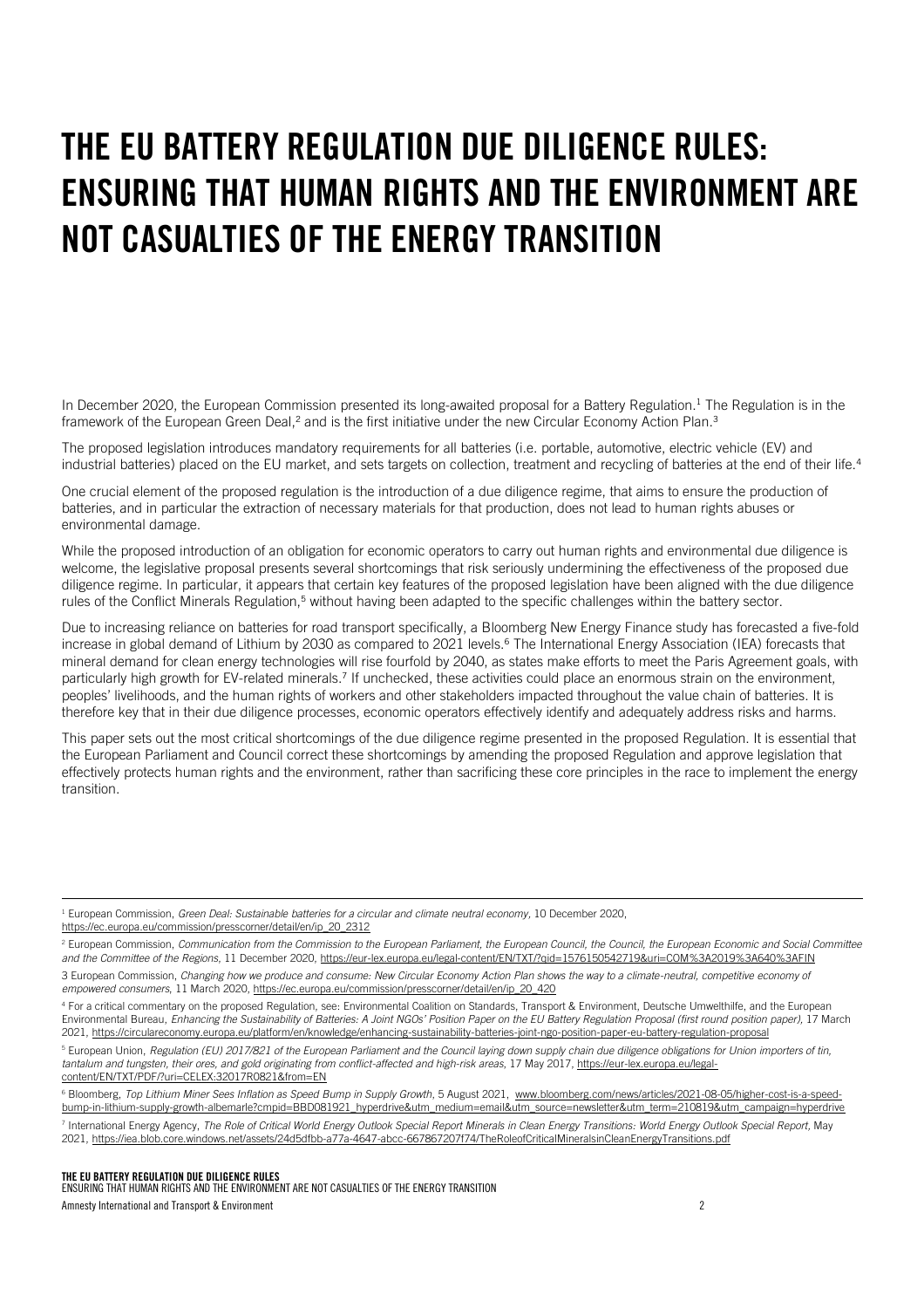# THE EU BATTERY REGULATION DUE DILIGENCE RULES: ENSURING THAT HUMAN RIGHTS AND THE ENVIRONMENT ARE NOT CASUALTIES OF THE ENERGY TRANSITION

In December 2020, the European Commission presented its long-awaited proposal for a Battery Regulation.[1] The Regulation is in the framework of the European Green Deal,[2] and is the first initiative under the new Circular Economy Action Plan.[3]

The proposed legislation introduces mandatory requirements for all batteries (i.e. portable, automotive, electric vehicle (EV) and industrial batteries) placed on the EU market, and sets targets on collection, treatment and recycling of batteries at the end of their life.[4]

One crucial element of the proposed regulation is the introduction of a due diligence regime, that aims to ensure the production of batteries, and in particular the extraction of necessary materials for that production, does not lead to human rights abuses or environmental damage.

While the proposed introduction of an obligation for economic operators to carry out human rights and environmental due diligence is welcome, the legislative proposal presents several shortcomings that risk seriously undermining the effectiveness of the proposed due diligence regime. In particular, it appears that certain key features of the proposed legislation have been aligned with the due diligence rules of the Conflict Minerals Regulation,[5] without having been adapted to the specific challenges within the battery sector.

Due to increasing reliance on batteries for road transport specifically, a Bloomberg New Energy Finance study has forecasted a five-fold increase in global demand of Lithium by 2030 as compared to 2021 levels.[6] The International Energy Association (IEA) forecasts that mineral demand for clean energy technologies will rise fourfold by 2040, as states make efforts to meet the Paris Agreement goals, with particularly high growth for EV-related minerals.[7] If unchecked, these activities could place an enormous strain on the environment, peoples' livelihoods, and the human rights of workers and other stakeholders impacted throughout the value chain of batteries. It is therefore key that in their due diligence processes, economic operators effectively identify and adequately address risks and harms.

This paper sets out the most critical shortcomings of the due diligence regime presented in the proposed Regulation. It is essential that the European Parliament and Council correct these shortcomings by amending the proposed Regulation and approve legislation that effectively protects human rights and the environment, rather than sacrificing these core principles in the race to implement the energy transition.

---

[1] European Commission, *Green Deal: Sustainable batteries for a circular and climate neutral economy*, 10 December 2020, https://ec.europa.eu/commission/presscorner/detail/en/ip_20_2312

[2] European Commission, *Communication from the Commission to the European Parliament, the European Council, the Council, the European Economic and Social Committee and the Committee of the Regions*, 11 December 2020, https://eur-lex.europa.eu/legal-content/EN/TXT/?qid=1576150542719&uri=COM%3A2019%3A640%3AFIN

[3] European Commission, *Changing how we produce and consume: New Circular Economy Action Plan shows the way to a climate-neutral, competitive economy of empowered consumers*, 11 March 2020, https://ec.europa.eu/commission/presscorner/detail/en/ip_20_420

[4] For a critical commentary on the proposed Regulation, see: Environmental Coalition on Standards, Transport & Environment, Deutsche Umwelthilfe, and the European Environmental Bureau, *Enhancing the Sustainability of Batteries: A Joint NGOs' Position Paper on the EU Battery Regulation Proposal (first round position paper)*, 17 March 2021, https://circulareconomy.europa.eu/platform/en/knowledge/enhancing-sustainability-batteries-joint-ngo-position-paper-eu-battery-regulation-proposal

[5] European Union, *Regulation (EU) 2017/821 of the European Parliament and the Council laying down supply chain due diligence obligations for Union importers of tin, tantalum and tungsten, their ores, and gold originating from conflict-affected and high-risk areas*, 17 May 2017, https://eur-lex.europa.eu/legal-content/EN/TXT/PDF/?uri=CELEX:32017R0821&from=EN

[6] Bloomberg, *Top Lithium Miner Sees Inflation as Speed Bump in Supply Growth*, 5 August 2021, www.bloomberg.com/news/articles/2021-08-05/higher-cost-is-a-speed-bump-in-lithium-supply-growth-albemarle?cmpid=BBD081921_hyperdrive&utm_medium=email&utm_source=newsletter&utm_term=210819&utm_campaign=hyperdrive

[7] International Energy Agency, *The Role of Critical World Energy Outlook Special Report Minerals in Clean Energy Transitions: World Energy Outlook Special Report*, May 2021, https://iea.blob.core.windows.net/assets/24d5dfbb-a77a-4647-abcc-667867207f74/TheRoleofCriticalMineralsinCleanEnergyTransitions.pdf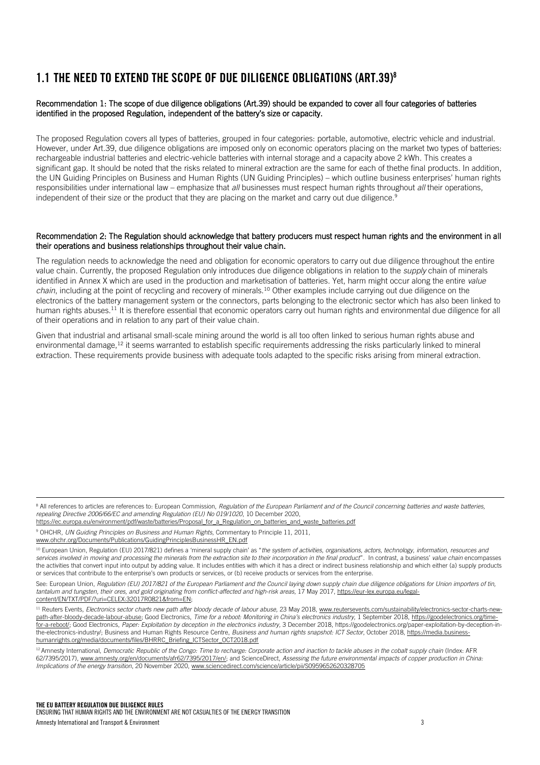## 1.1 THE NEED TO EXTEND THE SCOPE OF DUE DILIGENCE OBLIGATIONS (ART.39)[8]

**Recommendation 1: The scope of due diligence obligations (Art.39) should be expanded to cover all four categories of batteries identified in the proposed Regulation, independent of the battery's size or capacity.**

The proposed Regulation covers all types of batteries, grouped in four categories: portable, automotive, electric vehicle and industrial. However, under Art.39, due diligence obligations are imposed only on economic operators placing on the market two types of batteries: rechargeable industrial batteries and electric-vehicle batteries with internal storage and a capacity above 2 kWh. This creates a significant gap. It should be noted that the risks related to mineral extraction are the same for each of thethe final products. In addition, the UN Guiding Principles on Business and Human Rights (UN Guiding Principles) – which outline business enterprises' human rights responsibilities under international law – emphasize that *all* businesses must respect human rights throughout *all* their operations, independent of their size or the product that they are placing on the market and carry out due diligence.[9]

**Recommendation 2: The Regulation should acknowledge that battery producers must respect human rights and the environment in all their operations and business relationships throughout their value chain.**

The regulation needs to acknowledge the need and obligation for economic operators to carry out due diligence throughout the entire value chain. Currently, the proposed Regulation only introduces due diligence obligations in relation to the *supply* chain of minerals identified in Annex X which are used in the production and marketisation of batteries. Yet, harm might occur along the entire *value chain*, including at the point of recycling and recovery of minerals.[10] Other examples include carrying out due diligence on the electronics of the battery management system or the connectors, parts belonging to the electronic sector which has also been linked to human rights abuses.[11] It is therefore essential that economic operators carry out human rights and environmental due diligence for all of their operations and in relation to any part of their value chain.

Given that industrial and artisanal small-scale mining around the world is all too often linked to serious human rights abuse and environmental damage,[12] it seems warranted to establish specific requirements addressing the risks particularly linked to mineral extraction. These requirements provide business with adequate tools adapted to the specific risks arising from mineral extraction.

---

[8] All references to articles are references to: European Commission, *Regulation of the European Parliament and of the Council concerning batteries and waste batteries, repealing Directive 2006/66/EC and amending Regulation (EU) No 019/1020*, 10 December 2020, https://ec.europa.eu/environment/pdf/waste/batteries/Proposal_for_a_Regulation_on_batteries_and_waste_batteries.pdf

[9] OHCHR, *UN Guiding Principles on Business and Human Rights*, Commentary to Principle 11, 2011, www.ohchr.org/Documents/Publications/GuidingPrinciplesBusinessHR_EN.pdf

[10] European Union, Regulation (EU) 2017/821) defines a 'mineral supply chain' as "*the system of activities, organisations, actors, technology, information, resources and services involved in moving and processing the minerals from the extraction site to their incorporation in the final product*". In contrast, a business' *value chain* encompasses the activities that convert input into output by adding value. It includes entities with which it has a direct or indirect business relationship and which either (a) supply products or services that contribute to the enterprise's own products or services, or (b) receive products or services from the enterprise.

See: European Union, *Regulation (EU) 2017/821 of the European Parliament and the Council laying down supply chain due diligence obligations for Union importers of tin, tantalum and tungsten, their ores, and gold originating from conflict-affected and high-risk areas*, 17 May 2017, https://eur-lex.europa.eu/legal-content/EN/TXT/PDF/?uri=CELEX:32017R0821&from=EN;

[11] Reuters Events, *Electronics sector charts new path after bloody decade of labour abuse,* 23 May 2018, www.reutersevents.com/sustainability/electronics-sector-charts-new-path-after-bloody-decade-labour-abuse; Good Electronics, *Time for a reboot: Monitoring in China's electronics industry,* 1 September 2018, https://goodelectronics.org/time-for-a-reboot/; Good Electronics, *Paper: Exploitation by deception in the electronics industry,* 3 December 2018, https://goodelectronics.org/paper-exploitation-by-deception-in-the-electronics-industry/; Business and Human Rights Resource Centre, *Business and human rights snapshot: ICT Sector*, October 2018, https://media.business-humanrights.org/media/documents/files/BHRRC_Briefing_ICTSector_OCT2018.pdf

[12] Amnesty International, *Democratic Republic of the Congo: Time to recharge: Corporate action and inaction to tackle abuses in the cobalt supply chain* (Index: AFR 62/7395/2017), www.amnesty.org/en/documents/afr62/7395/2017/en/; and ScienceDirect, *Assessing the future environmental impacts of copper production in China: Implications of the energy transition*, 20 November 2020, www.sciencedirect.com/science/article/pii/S0959652620328705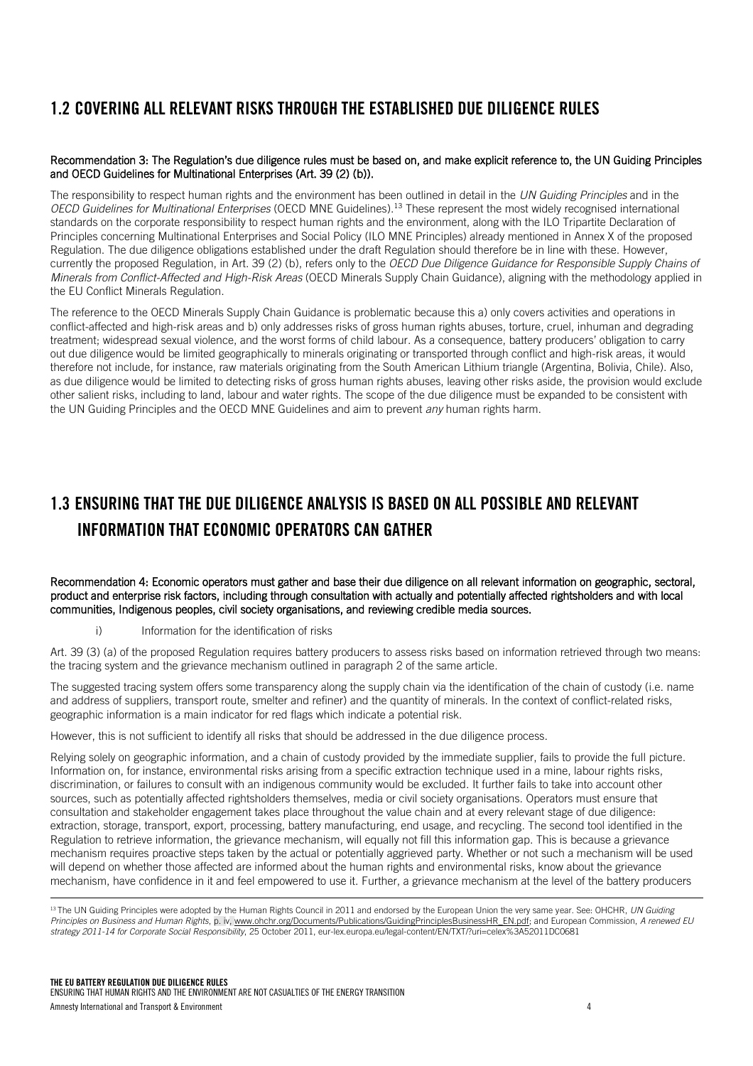## 1.2 COVERING ALL RELEVANT RISKS THROUGH THE ESTABLISHED DUE DILIGENCE RULES

**Recommendation 3: The Regulation's due diligence rules must be based on, and make explicit reference to, the UN Guiding Principles and OECD Guidelines for Multinational Enterprises (Art. 39 (2) (b)).**

The responsibility to respect human rights and the environment has been outlined in detail in the *UN Guiding Principles* and in the *OECD Guidelines for Multinational Enterprises* (OECD MNE Guidelines).[13] These represent the most widely recognised international standards on the corporate responsibility to respect human rights and the environment, along with the ILO Tripartite Declaration of Principles concerning Multinational Enterprises and Social Policy (ILO MNE Principles) already mentioned in Annex X of the proposed Regulation. The due diligence obligations established under the draft Regulation should therefore be in line with these. However, currently the proposed Regulation, in Art. 39 (2) (b), refers only to the *OECD Due Diligence Guidance for Responsible Supply Chains of Minerals from Conflict-Affected and High-Risk Areas* (OECD Minerals Supply Chain Guidance), aligning with the methodology applied in the EU Conflict Minerals Regulation.

The reference to the OECD Minerals Supply Chain Guidance is problematic because this a) only covers activities and operations in conflict-affected and high-risk areas and b) only addresses risks of gross human rights abuses, torture, cruel, inhuman and degrading treatment; widespread sexual violence, and the worst forms of child labour. As a consequence, battery producers' obligation to carry out due diligence would be limited geographically to minerals originating or transported through conflict and high-risk areas, it would therefore not include, for instance, raw materials originating from the South American Lithium triangle (Argentina, Bolivia, Chile). Also, as due diligence would be limited to detecting risks of gross human rights abuses, leaving other risks aside, the provision would exclude other salient risks, including to land, labour and water rights. The scope of the due diligence must be expanded to be consistent with the UN Guiding Principles and the OECD MNE Guidelines and aim to prevent *any* human rights harm.

## 1.3 ENSURING THAT THE DUE DILIGENCE ANALYSIS IS BASED ON ALL POSSIBLE AND RELEVANT INFORMATION THAT ECONOMIC OPERATORS CAN GATHER

**Recommendation 4: Economic operators must gather and base their due diligence on all relevant information on geographic, sectoral, product and enterprise risk factors, including through consultation with actually and potentially affected rightsholders and with local communities, Indigenous peoples, civil society organisations, and reviewing credible media sources.**

i) Information for the identification of risks

Art. 39 (3) (a) of the proposed Regulation requires battery producers to assess risks based on information retrieved through two means: the tracing system and the grievance mechanism outlined in paragraph 2 of the same article.

The suggested tracing system offers some transparency along the supply chain via the identification of the chain of custody (i.e. name and address of suppliers, transport route, smelter and refiner) and the quantity of minerals. In the context of conflict-related risks, geographic information is a main indicator for red flags which indicate a potential risk.

However, this is not sufficient to identify all risks that should be addressed in the due diligence process.

Relying solely on geographic information, and a chain of custody provided by the immediate supplier, fails to provide the full picture. Information on, for instance, environmental risks arising from a specific extraction technique used in a mine, labour rights risks, discrimination, or failures to consult with an indigenous community would be excluded. It further fails to take into account other sources, such as potentially affected rightsholders themselves, media or civil society organisations. Operators must ensure that consultation and stakeholder engagement takes place throughout the value chain and at every relevant stage of due diligence: extraction, storage, transport, export, processing, battery manufacturing, end usage, and recycling. The second tool identified in the Regulation to retrieve information, the grievance mechanism, will equally not fill this information gap. This is because a grievance mechanism requires proactive steps taken by the actual or potentially aggrieved party. Whether or not such a mechanism will be used will depend on whether those affected are informed about the human rights and environmental risks, know about the grievance mechanism, have confidence in it and feel empowered to use it. Further, a grievance mechanism at the level of the battery producers

---

[13] The UN Guiding Principles were adopted by the Human Rights Council in 2011 and endorsed by the European Union the very same year. See: OHCHR, *UN Guiding Principles on Business and Human Rights*, p. iv, www.ohchr.org/Documents/Publications/GuidingPrinciplesBusinessHR_EN.pdf; and European Commission, *A renewed EU strategy 2011-14 for Corporate Social Responsibility*, 25 October 2011, eur-lex.europa.eu/legal-content/EN/TXT/?uri=celex%3A52011DC0681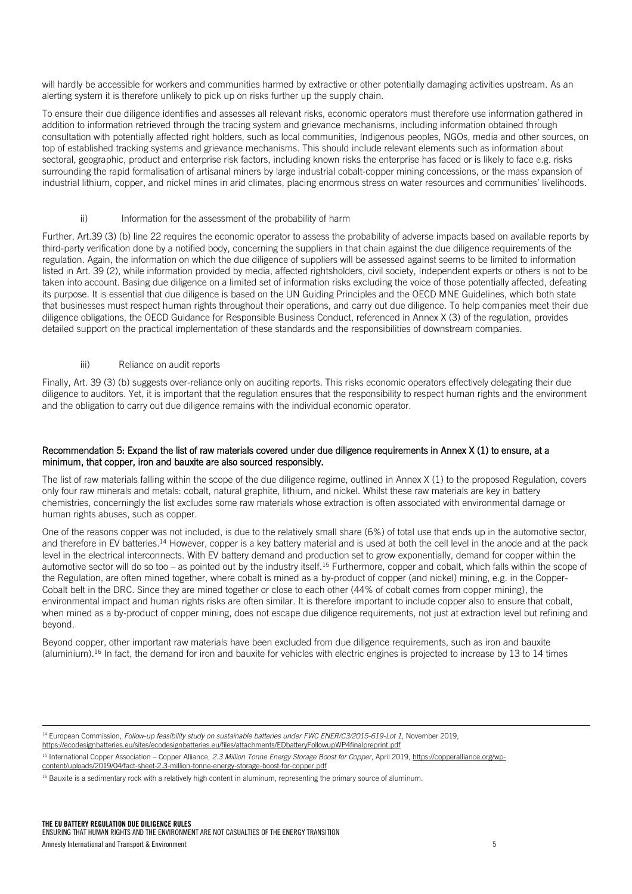will hardly be accessible for workers and communities harmed by extractive or other potentially damaging activities upstream. As an alerting system it is therefore unlikely to pick up on risks further up the supply chain.

To ensure their due diligence identifies and assesses all relevant risks, economic operators must therefore use information gathered in addition to information retrieved through the tracing system and grievance mechanisms, including information obtained through consultation with potentially affected right holders, such as local communities, Indigenous peoples, NGOs, media and other sources, on top of established tracking systems and grievance mechanisms. This should include relevant elements such as information about sectoral, geographic, product and enterprise risk factors, including known risks the enterprise has faced or is likely to face e.g. risks surrounding the rapid formalisation of artisanal miners by large industrial cobalt-copper mining concessions, or the mass expansion of industrial lithium, copper, and nickel mines in arid climates, placing enormous stress on water resources and communities' livelihoods.

ii) Information for the assessment of the probability of harm

Further, Art.39 (3) (b) line 22 requires the economic operator to assess the probability of adverse impacts based on available reports by third-party verification done by a notified body, concerning the suppliers in that chain against the due diligence requirements of the regulation. Again, the information on which the due diligence of suppliers will be assessed against seems to be limited to information listed in Art. 39 (2), while information provided by media, affected rightsholders, civil society, Independent experts or others is not to be taken into account. Basing due diligence on a limited set of information risks excluding the voice of those potentially affected, defeating its purpose. It is essential that due diligence is based on the UN Guiding Principles and the OECD MNE Guidelines, which both state that businesses must respect human rights throughout their operations, and carry out due diligence. To help companies meet their due diligence obligations, the OECD Guidance for Responsible Business Conduct, referenced in Annex X (3) of the regulation, provides detailed support on the practical implementation of these standards and the responsibilities of downstream companies.

iii) Reliance on audit reports

Finally, Art. 39 (3) (b) suggests over-reliance only on auditing reports. This risks economic operators effectively delegating their due diligence to auditors. Yet, it is important that the regulation ensures that the responsibility to respect human rights and the environment and the obligation to carry out due diligence remains with the individual economic operator.

## Recommendation 5: Expand the list of raw materials covered under due diligence requirements in Annex X (1) to ensure, at a minimum, that copper, iron and bauxite are also sourced responsibly.

The list of raw materials falling within the scope of the due diligence regime, outlined in Annex X (1) to the proposed Regulation, covers only four raw minerals and metals: cobalt, natural graphite, lithium, and nickel. Whilst these raw materials are key in battery chemistries, concerningly the list excludes some raw materials whose extraction is often associated with environmental damage or human rights abuses, such as copper.

One of the reasons copper was not included, is due to the relatively small share (6%) of total use that ends up in the automotive sector, and therefore in EV batteries.[14] However, copper is a key battery material and is used at both the cell level in the anode and at the pack level in the electrical interconnects. With EV battery demand and production set to grow exponentially, demand for copper within the automotive sector will do so too – as pointed out by the industry itself.[15] Furthermore, copper and cobalt, which falls within the scope of the Regulation, are often mined together, where cobalt is mined as a by-product of copper (and nickel) mining, e.g. in the Copper-Cobalt belt in the DRC. Since they are mined together or close to each other (44% of cobalt comes from copper mining), the environmental impact and human rights risks are often similar. It is therefore important to include copper also to ensure that cobalt, when mined as a by-product of copper mining, does not escape due diligence requirements, not just at extraction level but refining and beyond.

Beyond copper, other important raw materials have been excluded from due diligence requirements, such as iron and bauxite (aluminium).[16] In fact, the demand for iron and bauxite for vehicles with electric engines is projected to increase by 13 to 14 times

[14] European Commission, *Follow-up feasibility study on sustainable batteries under FWC ENER/C3/2015-619-Lot 1*, November 2019, https://ecodesignbatteries.eu/sites/ecodesignbatteries.eu/files/attachments/EDbatteryFollowupWP4finalpreprint.pdf

[15] International Copper Association – Copper Alliance, *2.3 Million Tonne Energy Storage Boost for Copper*, April 2019, https://copperalliance.org/wp-content/uploads/2019/04/fact-sheet-2.3-million-tonne-energy-storage-boost-for-copper.pdf

[16] Bauxite is a sedimentary rock with a relatively high content in aluminum, representing the primary source of aluminum.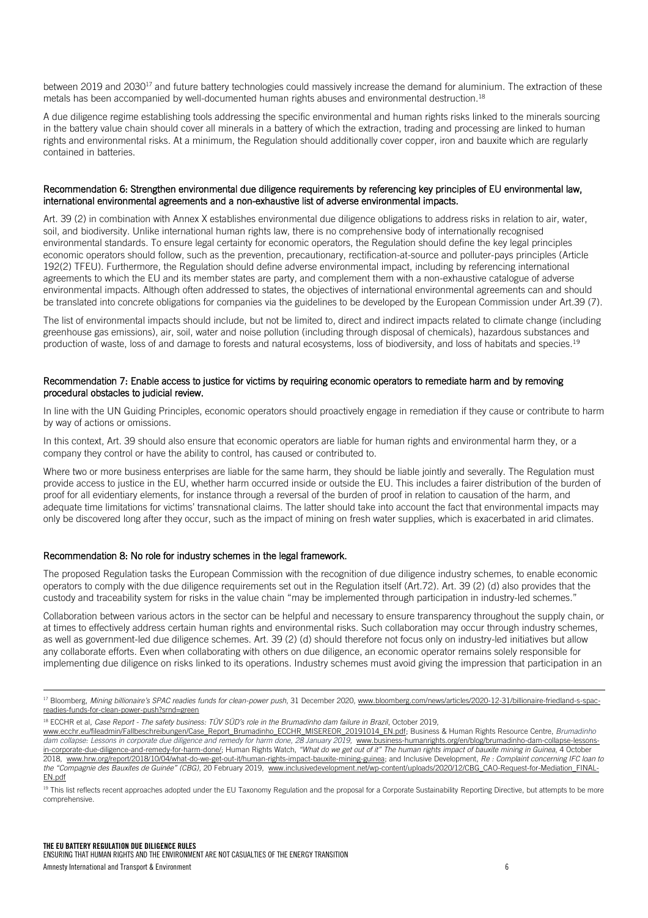between 2019 and 2030[17] and future battery technologies could massively increase the demand for aluminium. The extraction of these metals has been accompanied by well-documented human rights abuses and environmental destruction.[18]

A due diligence regime establishing tools addressing the specific environmental and human rights risks linked to the minerals sourcing in the battery value chain should cover all minerals in a battery of which the extraction, trading and processing are linked to human rights and environmental risks. At a minimum, the Regulation should additionally cover copper, iron and bauxite which are regularly contained in batteries.

### Recommendation 6: Strengthen environmental due diligence requirements by referencing key principles of EU environmental law, international environmental agreements and a non-exhaustive list of adverse environmental impacts.

Art. 39 (2) in combination with Annex X establishes environmental due diligence obligations to address risks in relation to air, water, soil, and biodiversity. Unlike international human rights law, there is no comprehensive body of internationally recognised environmental standards. To ensure legal certainty for economic operators, the Regulation should define the key legal principles economic operators should follow, such as the prevention, precautionary, rectification-at-source and polluter-pays principles (Article 192(2) TFEU). Furthermore, the Regulation should define adverse environmental impact, including by referencing international agreements to which the EU and its member states are party, and complement them with a non-exhaustive catalogue of adverse environmental impacts. Although often addressed to states, the objectives of international environmental agreements can and should be translated into concrete obligations for companies via the guidelines to be developed by the European Commission under Art.39 (7).

The list of environmental impacts should include, but not be limited to, direct and indirect impacts related to climate change (including greenhouse gas emissions), air, soil, water and noise pollution (including through disposal of chemicals), hazardous substances and production of waste, loss of and damage to forests and natural ecosystems, loss of biodiversity, and loss of habitats and species.[19]

### Recommendation 7: Enable access to justice for victims by requiring economic operators to remediate harm and by removing procedural obstacles to judicial review.

In line with the UN Guiding Principles, economic operators should proactively engage in remediation if they cause or contribute to harm by way of actions or omissions.

In this context, Art. 39 should also ensure that economic operators are liable for human rights and environmental harm they, or a company they control or have the ability to control, has caused or contributed to.

Where two or more business enterprises are liable for the same harm, they should be liable jointly and severally. The Regulation must provide access to justice in the EU, whether harm occurred inside or outside the EU. This includes a fairer distribution of the burden of proof for all evidentiary elements, for instance through a reversal of the burden of proof in relation to causation of the harm, and adequate time limitations for victims' transnational claims. The latter should take into account the fact that environmental impacts may only be discovered long after they occur, such as the impact of mining on fresh water supplies, which is exacerbated in arid climates.

### Recommendation 8: No role for industry schemes in the legal framework.

The proposed Regulation tasks the European Commission with the recognition of due diligence industry schemes, to enable economic operators to comply with the due diligence requirements set out in the Regulation itself (Art.72). Art. 39 (2) (d) also provides that the custody and traceability system for risks in the value chain "may be implemented through participation in industry-led schemes."

Collaboration between various actors in the sector can be helpful and necessary to ensure transparency throughout the supply chain, or at times to effectively address certain human rights and environmental risks. Such collaboration may occur through industry schemes, as well as government-led due diligence schemes. Art. 39 (2) (d) should therefore not focus only on industry-led initiatives but allow any collaborate efforts. Even when collaborating with others on due diligence, an economic operator remains solely responsible for implementing due diligence on risks linked to its operations. Industry schemes must avoid giving the impression that participation in an

---

[17] Bloomberg, *Mining billionaire's SPAC readies funds for clean-power push*, 31 December 2020, www.bloomberg.com/news/articles/2020-12-31/billionaire-friedland-s-spac-readies-funds-for-clean-power-push?srnd=green

[18] ECCHR et al, *Case Report - The safety business: TÜV SÜD's role in the Brumadinho dam failure in Brazil*, October 2019, www.ecchr.eu/fileadmin/Fallbeschreibungen/Case_Report_Brumadinho_ECCHR_MISEREOR_20191014_EN.pdf; Business & Human Rights Resource Centre, *Brumadinho dam collapse: Lessons in corporate due diligence and remedy for harm done, 28 January 2019*, www.business-humanrights.org/en/blog/brumadinho-dam-collapse-lessons-in-corporate-due-diligence-and-remedy-for-harm-done/; Human Rights Watch, *"What do we get out of it" The human rights impact of bauxite mining in Guinea*, 4 October 2018, www.hrw.org/report/2018/10/04/what-do-we-get-out-it/human-rights-impact-bauxite-mining-guinea; and Inclusive Development, *Re : Complaint concerning IFC loan to the "Compagnie des Bauxites de Guinée" (CBG)*, 20 February 2019, www.inclusivedevelopment.net/wp-content/uploads/2020/12/CBG_CAO-Request-for-Mediation_FINAL-EN.pdf

[19] This list reflects recent approaches adopted under the EU Taxonomy Regulation and the proposal for a Corporate Sustainability Reporting Directive, but attempts to be more comprehensive.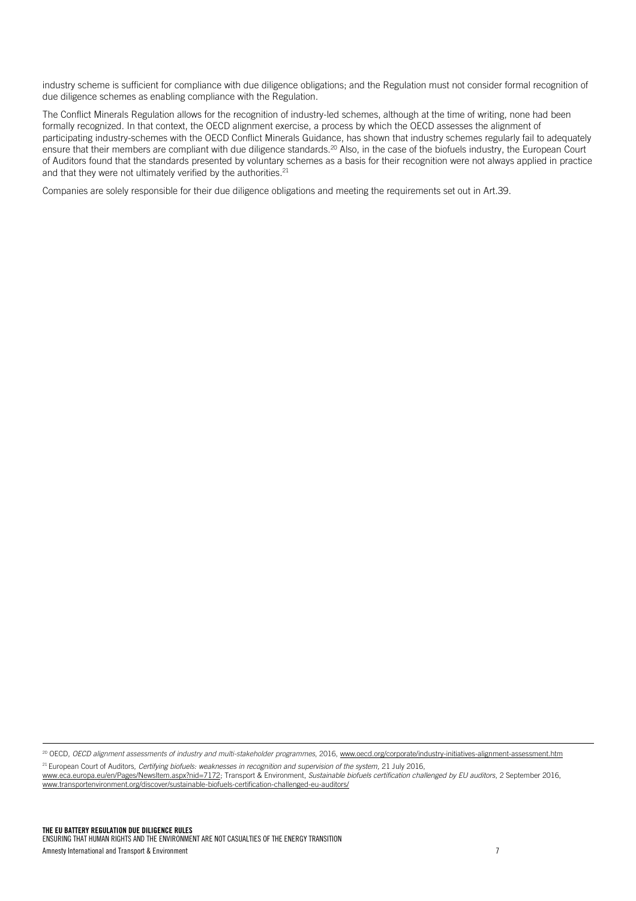industry scheme is sufficient for compliance with due diligence obligations; and the Regulation must not consider formal recognition of due diligence schemes as enabling compliance with the Regulation.

The Conflict Minerals Regulation allows for the recognition of industry-led schemes, although at the time of writing, none had been formally recognized. In that context, the OECD alignment exercise, a process by which the OECD assesses the alignment of participating industry-schemes with the OECD Conflict Minerals Guidance, has shown that industry schemes regularly fail to adequately ensure that their members are compliant with due diligence standards.[20] Also, in the case of the biofuels industry, the European Court of Auditors found that the standards presented by voluntary schemes as a basis for their recognition were not always applied in practice and that they were not ultimately verified by the authorities.[21]

Companies are solely responsible for their due diligence obligations and meeting the requirements set out in Art.39.

---

[20] OECD, *OECD alignment assessments of industry and multi-stakeholder programmes*, 2016, www.oecd.org/corporate/industry-initiatives-alignment-assessment.htm

[21] European Court of Auditors, *Certifying biofuels: weaknesses in recognition and supervision of the system*, 21 July 2016, www.eca.europa.eu/en/Pages/NewsItem.aspx?nid=7172; Transport & Environment, *Sustainable biofuels certification challenged by EU auditors*, 2 September 2016, www.transportenvironment.org/discover/sustainable-biofuels-certification-challenged-eu-auditors/